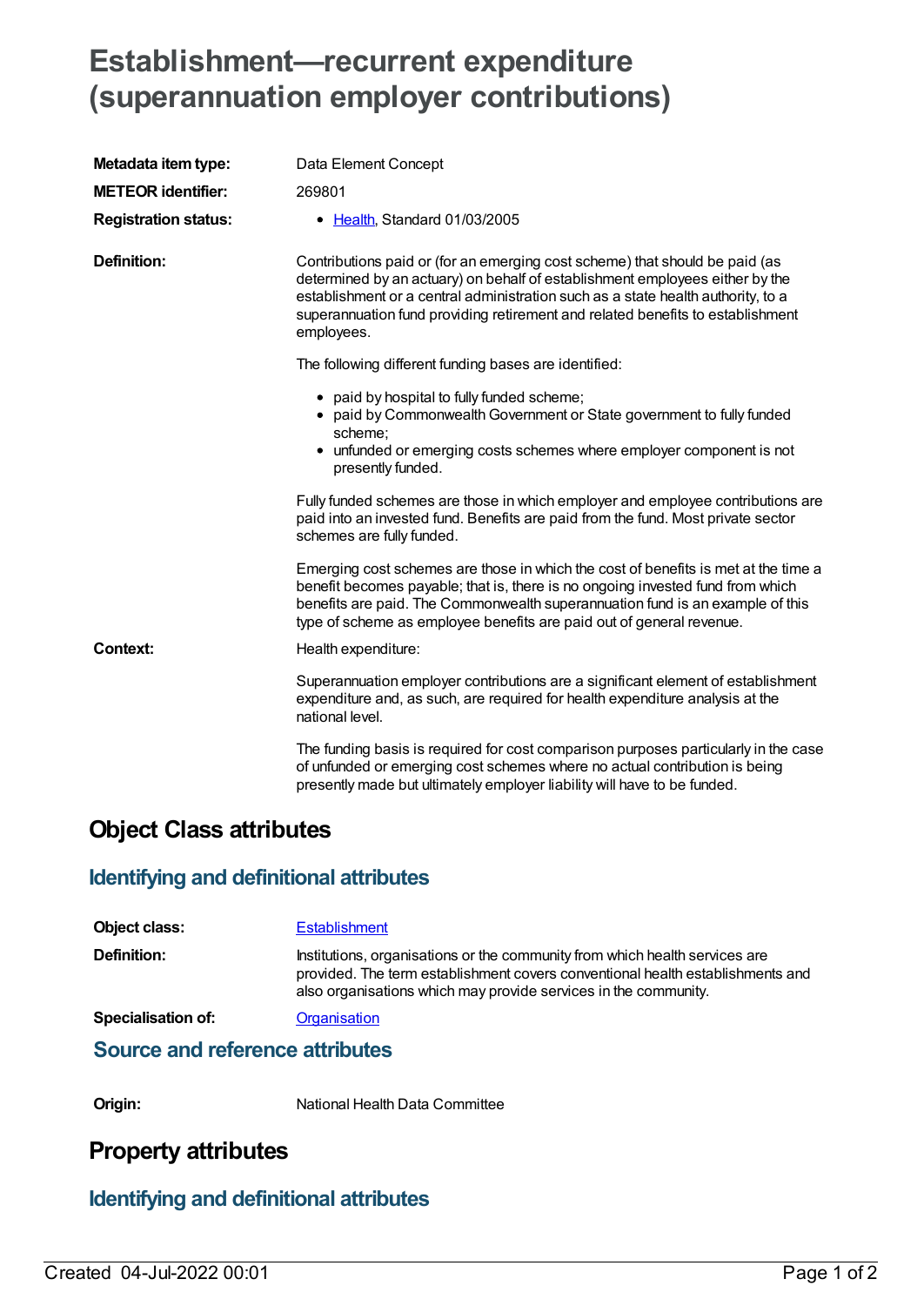# Establishment—recurrent expenditure (superannuation employer contributions)

| | |
|---|---|
| **Metadata item type:** | Data Element Concept |
| **METEOR identifier:** | 269801 |
| **Registration status:** | • Health, Standard 01/03/2005 |
| **Definition:** | Contributions paid or (for an emerging cost scheme) that should be paid (as determined by an actuary) on behalf of establishment employees either by the establishment or a central administration such as a state health authority, to a superannuation fund providing retirement and related benefits to establishment employees. |

The following different funding bases are identified:

- paid by hospital to fully funded scheme;
- paid by Commonwealth Government or State government to fully funded scheme;
- unfunded or emerging costs schemes where employer component is not presently funded.

Fully funded schemes are those in which employer and employee contributions are paid into an invested fund. Benefits are paid from the fund. Most private sector schemes are fully funded.

Emerging cost schemes are those in which the cost of benefits is met at the time a benefit becomes payable; that is, there is no ongoing invested fund from which benefits are paid. The Commonwealth superannuation fund is an example of this type of scheme as employee benefits are paid out of general revenue.

**Context:** Health expenditure:

Superannuation employer contributions are a significant element of establishment expenditure and, as such, are required for health expenditure analysis at the national level.

The funding basis is required for cost comparison purposes particularly in the case of unfunded or emerging cost schemes where no actual contribution is being presently made but ultimately employer liability will have to be funded.

## Object Class attributes

### Identifying and definitional attributes

| | |
|---|---|
| **Object class:** | Establishment |
| **Definition:** | Institutions, organisations or the community from which health services are provided. The term establishment covers conventional health establishments and also organisations which may provide services in the community. |
| **Specialisation of:** | Organisation |

### Source and reference attributes

| | |
|---|---|
| **Origin:** | National Health Data Committee |

## Property attributes

### Identifying and definitional attributes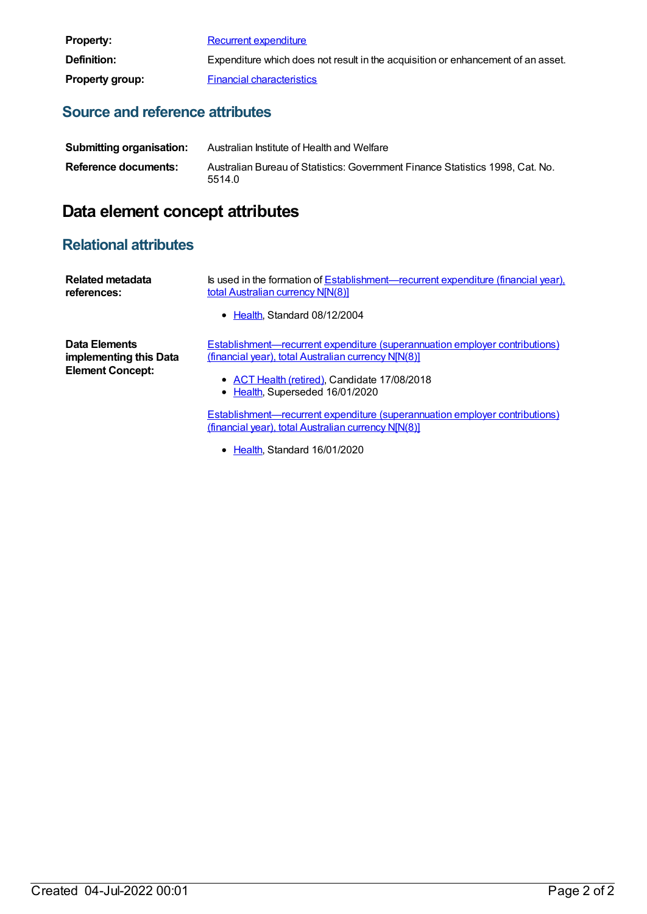| | |
|---|---|
| **Property:** | Recurrent expenditure |
| **Definition:** | Expenditure which does not result in the acquisition or enhancement of an asset. |
| **Property group:** | Financial characteristics |

## Source and reference attributes

| | |
|---|---|
| **Submitting organisation:** | Australian Institute of Health and Welfare |
| **Reference documents:** | Australian Bureau of Statistics: Government Finance Statistics 1998, Cat. No. 5514.0 |

# Data element concept attributes

## Relational attributes

**Related metadata references:**

Is used in the formation of Establishment—recurrent expenditure (financial year), total Australian currency N[N(8)]

- Health, Standard 08/12/2004

**Data Elements implementing this Data Element Concept:**

Establishment—recurrent expenditure (superannuation employer contributions) (financial year), total Australian currency N[N(8)]

- ACT Health (retired), Candidate 17/08/2018
- Health, Superseded 16/01/2020

Establishment—recurrent expenditure (superannuation employer contributions) (financial year), total Australian currency N[N(8)]

- Health, Standard 16/01/2020